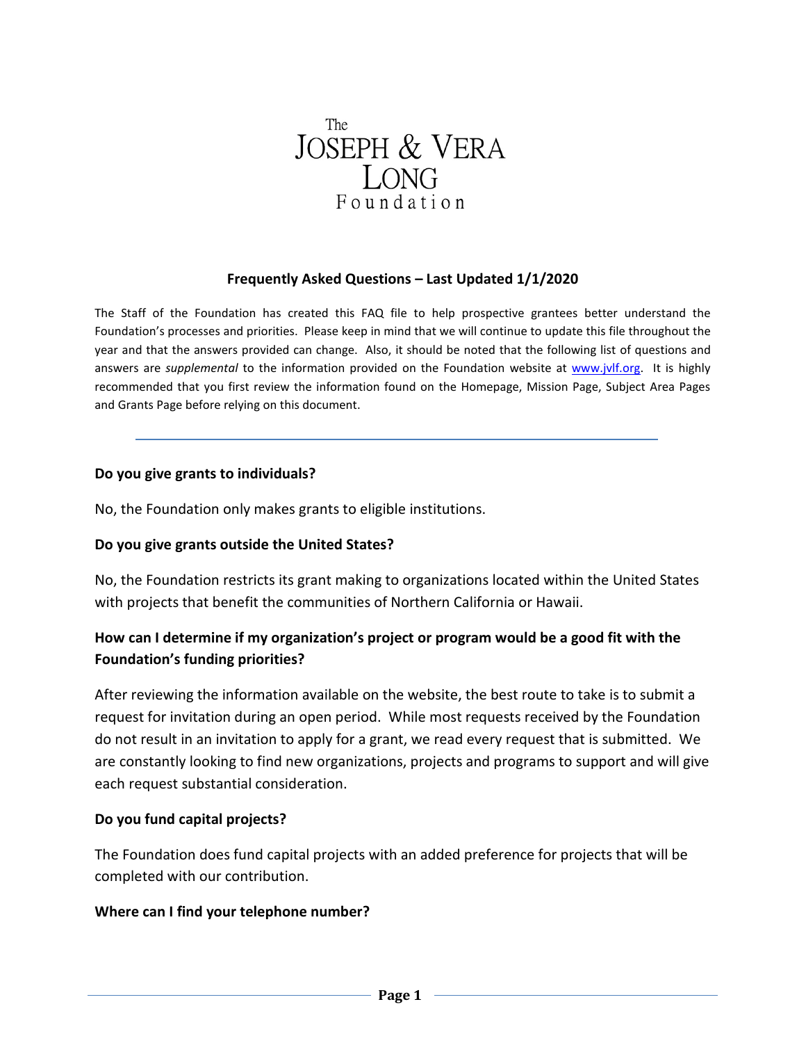The
# Joseph & Vera Long
Foundation

## Frequently Asked Questions – Last Updated 1/1/2020

The Staff of the Foundation has created this FAQ file to help prospective grantees better understand the Foundation's processes and priorities. Please keep in mind that we will continue to update this file throughout the year and that the answers provided can change. Also, it should be noted that the following list of questions and answers are *supplemental* to the information provided on the Foundation website at [www.jvlf.org](http://www.jvlf.org). It is highly recommended that you first review the information found on the Homepage, Mission Page, Subject Area Pages and Grants Page before relying on this document.

---

**Do you give grants to individuals?**

No, the Foundation only makes grants to eligible institutions.

**Do you give grants outside the United States?**

No, the Foundation restricts its grant making to organizations located within the United States with projects that benefit the communities of Northern California or Hawaii.

**How can I determine if my organization's project or program would be a good fit with the Foundation's funding priorities?**

After reviewing the information available on the website, the best route to take is to submit a request for invitation during an open period. While most requests received by the Foundation do not result in an invitation to apply for a grant, we read every request that is submitted. We are constantly looking to find new organizations, projects and programs to support and will give each request substantial consideration.

**Do you fund capital projects?**

The Foundation does fund capital projects with an added preference for projects that will be completed with our contribution.

**Where can I find your telephone number?**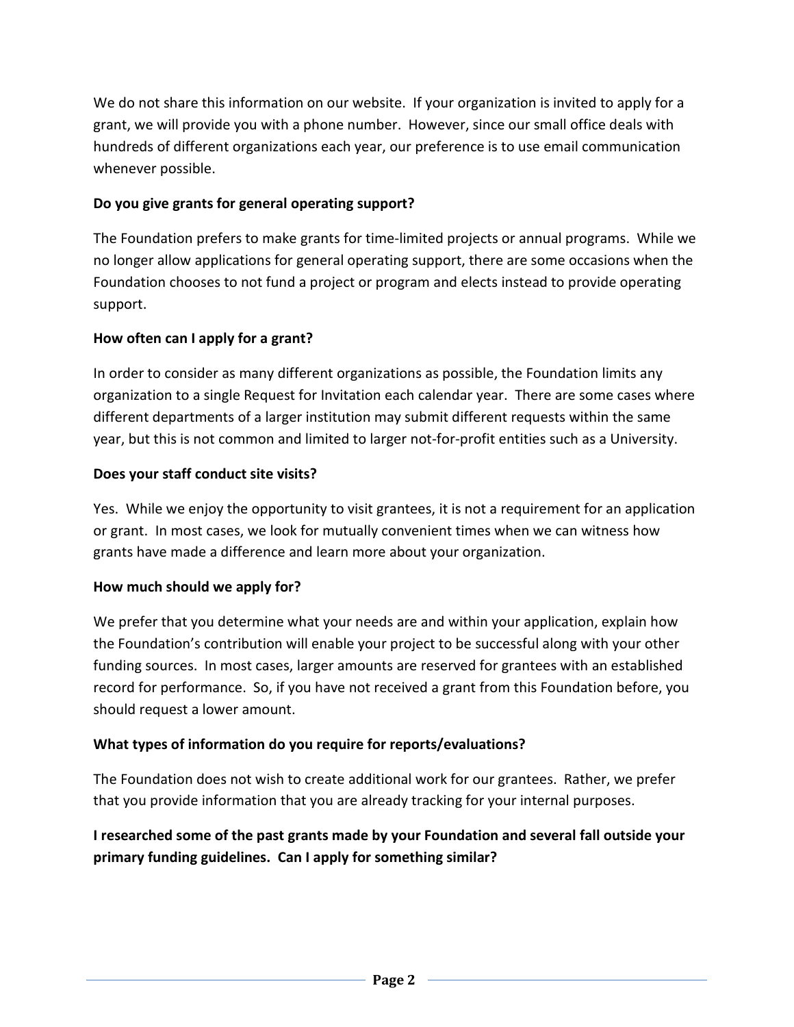We do not share this information on our website. If your organization is invited to apply for a grant, we will provide you with a phone number. However, since our small office deals with hundreds of different organizations each year, our preference is to use email communication whenever possible.

**Do you give grants for general operating support?**

The Foundation prefers to make grants for time-limited projects or annual programs. While we no longer allow applications for general operating support, there are some occasions when the Foundation chooses to not fund a project or program and elects instead to provide operating support.

**How often can I apply for a grant?**

In order to consider as many different organizations as possible, the Foundation limits any organization to a single Request for Invitation each calendar year. There are some cases where different departments of a larger institution may submit different requests within the same year, but this is not common and limited to larger not-for-profit entities such as a University.

**Does your staff conduct site visits?**

Yes. While we enjoy the opportunity to visit grantees, it is not a requirement for an application or grant. In most cases, we look for mutually convenient times when we can witness how grants have made a difference and learn more about your organization.

**How much should we apply for?**

We prefer that you determine what your needs are and within your application, explain how the Foundation's contribution will enable your project to be successful along with your other funding sources. In most cases, larger amounts are reserved for grantees with an established record for performance. So, if you have not received a grant from this Foundation before, you should request a lower amount.

**What types of information do you require for reports/evaluations?**

The Foundation does not wish to create additional work for our grantees. Rather, we prefer that you provide information that you are already tracking for your internal purposes.

**I researched some of the past grants made by your Foundation and several fall outside your primary funding guidelines. Can I apply for something similar?**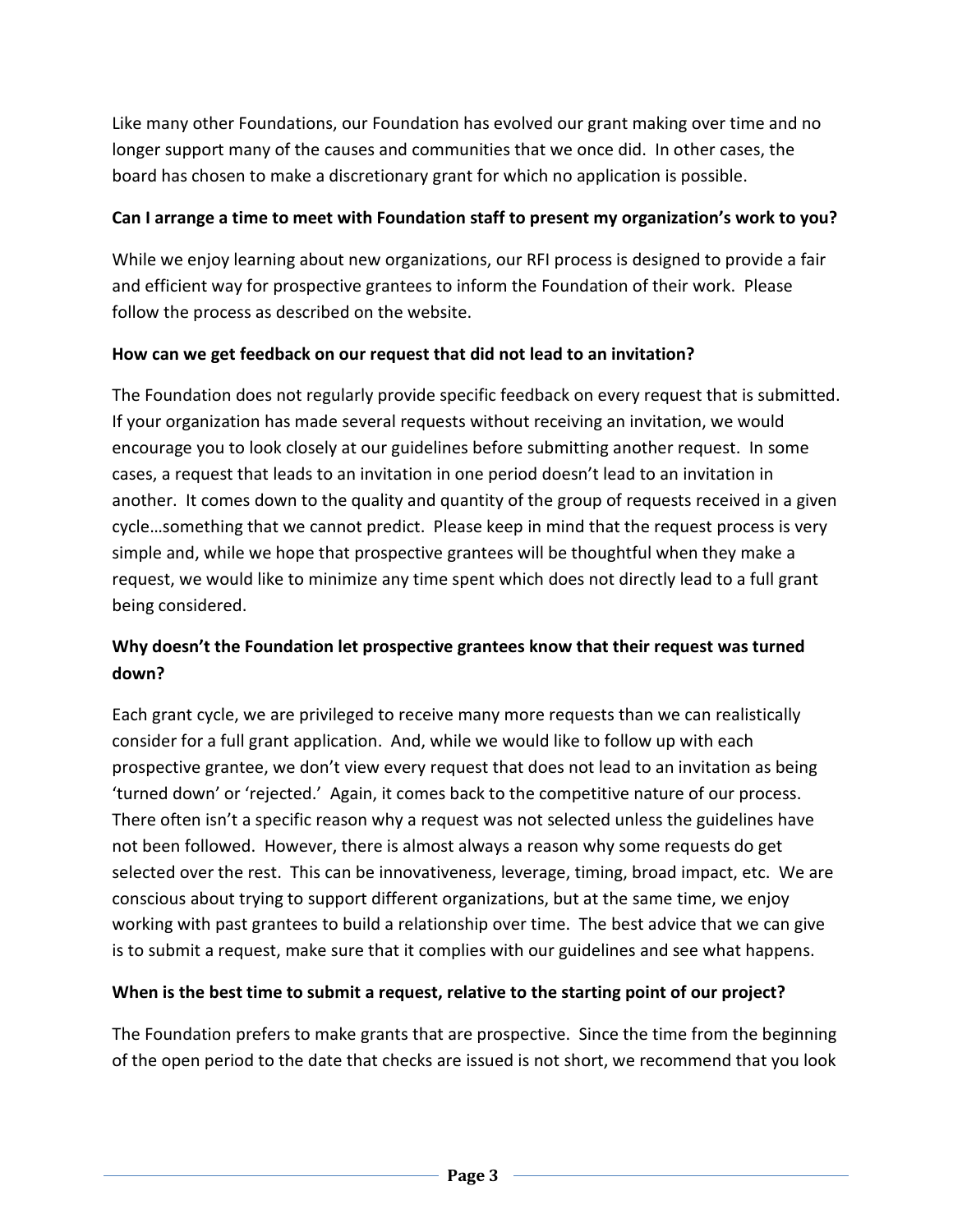Like many other Foundations, our Foundation has evolved our grant making over time and no longer support many of the causes and communities that we once did. In other cases, the board has chosen to make a discretionary grant for which no application is possible.

**Can I arrange a time to meet with Foundation staff to present my organization's work to you?**

While we enjoy learning about new organizations, our RFI process is designed to provide a fair and efficient way for prospective grantees to inform the Foundation of their work. Please follow the process as described on the website.

**How can we get feedback on our request that did not lead to an invitation?**

The Foundation does not regularly provide specific feedback on every request that is submitted. If your organization has made several requests without receiving an invitation, we would encourage you to look closely at our guidelines before submitting another request. In some cases, a request that leads to an invitation in one period doesn't lead to an invitation in another. It comes down to the quality and quantity of the group of requests received in a given cycle…something that we cannot predict. Please keep in mind that the request process is very simple and, while we hope that prospective grantees will be thoughtful when they make a request, we would like to minimize any time spent which does not directly lead to a full grant being considered.

**Why doesn't the Foundation let prospective grantees know that their request was turned down?**

Each grant cycle, we are privileged to receive many more requests than we can realistically consider for a full grant application. And, while we would like to follow up with each prospective grantee, we don't view every request that does not lead to an invitation as being 'turned down' or 'rejected.' Again, it comes back to the competitive nature of our process. There often isn't a specific reason why a request was not selected unless the guidelines have not been followed. However, there is almost always a reason why some requests do get selected over the rest. This can be innovativeness, leverage, timing, broad impact, etc. We are conscious about trying to support different organizations, but at the same time, we enjoy working with past grantees to build a relationship over time. The best advice that we can give is to submit a request, make sure that it complies with our guidelines and see what happens.

**When is the best time to submit a request, relative to the starting point of our project?**

The Foundation prefers to make grants that are prospective. Since the time from the beginning of the open period to the date that checks are issued is not short, we recommend that you look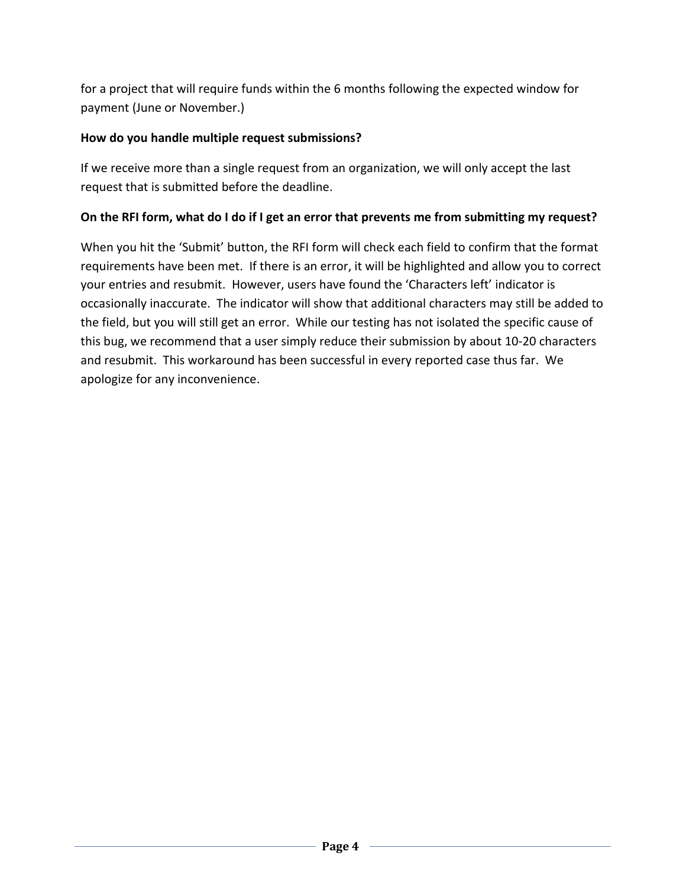for a project that will require funds within the 6 months following the expected window for payment (June or November.)

**How do you handle multiple request submissions?**

If we receive more than a single request from an organization, we will only accept the last request that is submitted before the deadline.

**On the RFI form, what do I do if I get an error that prevents me from submitting my request?**

When you hit the 'Submit' button, the RFI form will check each field to confirm that the format requirements have been met. If there is an error, it will be highlighted and allow you to correct your entries and resubmit. However, users have found the 'Characters left' indicator is occasionally inaccurate. The indicator will show that additional characters may still be added to the field, but you will still get an error. While our testing has not isolated the specific cause of this bug, we recommend that a user simply reduce their submission by about 10-20 characters and resubmit. This workaround has been successful in every reported case thus far. We apologize for any inconvenience.